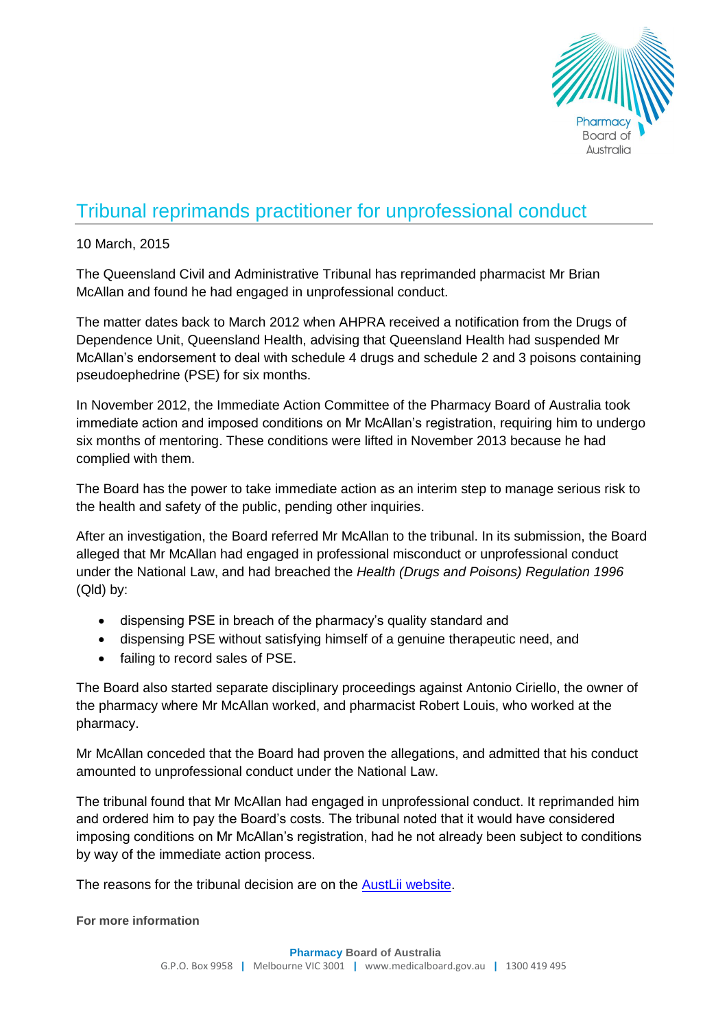# Tribunal reprimands practitioner for unprofessional conduct

10 March, 2015

The Queensland Civil and Administrative Tribunal has reprimanded pharmacist Mr Brian McAllan and found he had engaged in unprofessional conduct.

The matter dates back to March 2012 when AHPRA received a notification from the Drugs of Dependence Unit, Queensland Health, advising that Queensland Health had suspended Mr McAllan's endorsement to deal with schedule 4 drugs and schedule 2 and 3 poisons containing pseudoephedrine (PSE) for six months.

In November 2012, the Immediate Action Committee of the Pharmacy Board of Australia took immediate action and imposed conditions on Mr McAllan's registration, requiring him to undergo six months of mentoring. These conditions were lifted in November 2013 because he had complied with them.

The Board has the power to take immediate action as an interim step to manage serious risk to the health and safety of the public, pending other inquiries.

After an investigation, the Board referred Mr McAllan to the tribunal. In its submission, the Board alleged that Mr McAllan had engaged in professional misconduct or unprofessional conduct under the National Law, and had breached the *Health (Drugs and Poisons) Regulation 1996* (Qld) by:

- dispensing PSE in breach of the pharmacy's quality standard and
- dispensing PSE without satisfying himself of a genuine therapeutic need, and
- failing to record sales of PSE.

The Board also started separate disciplinary proceedings against Antonio Ciriello, the owner of the pharmacy where Mr McAllan worked, and pharmacist Robert Louis, who worked at the pharmacy.

Mr McAllan conceded that the Board had proven the allegations, and admitted that his conduct amounted to unprofessional conduct under the National Law.

The tribunal found that Mr McAllan had engaged in unprofessional conduct. It reprimanded him and ordered him to pay the Board's costs. The tribunal noted that it would have considered imposing conditions on Mr McAllan's registration, had he not already been subject to conditions by way of the immediate action process.

The reasons for the tribunal decision are on the [AustLii website](AustLii website).

**For more information**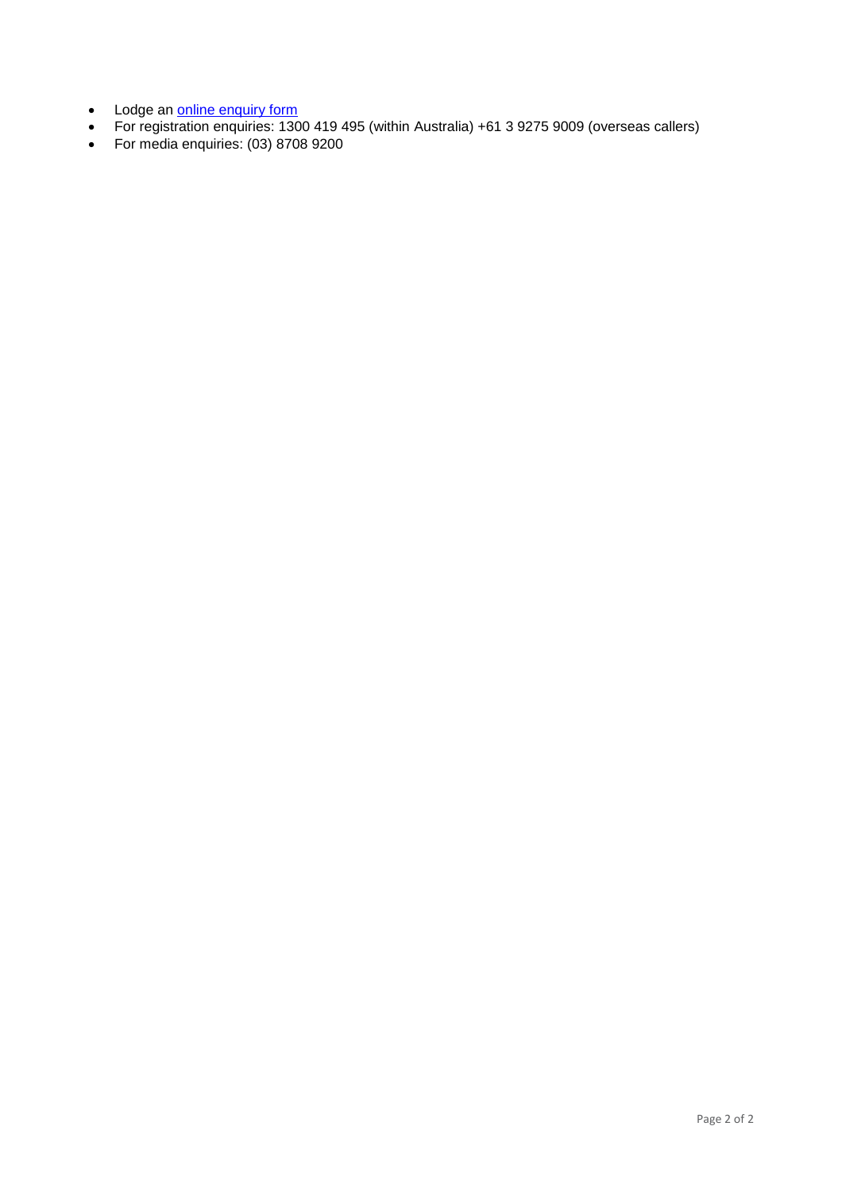- Lodge an online enquiry form
- For registration enquiries: 1300 419 495 (within Australia) +61 3 9275 9009 (overseas callers)
- For media enquiries: (03) 8708 9200